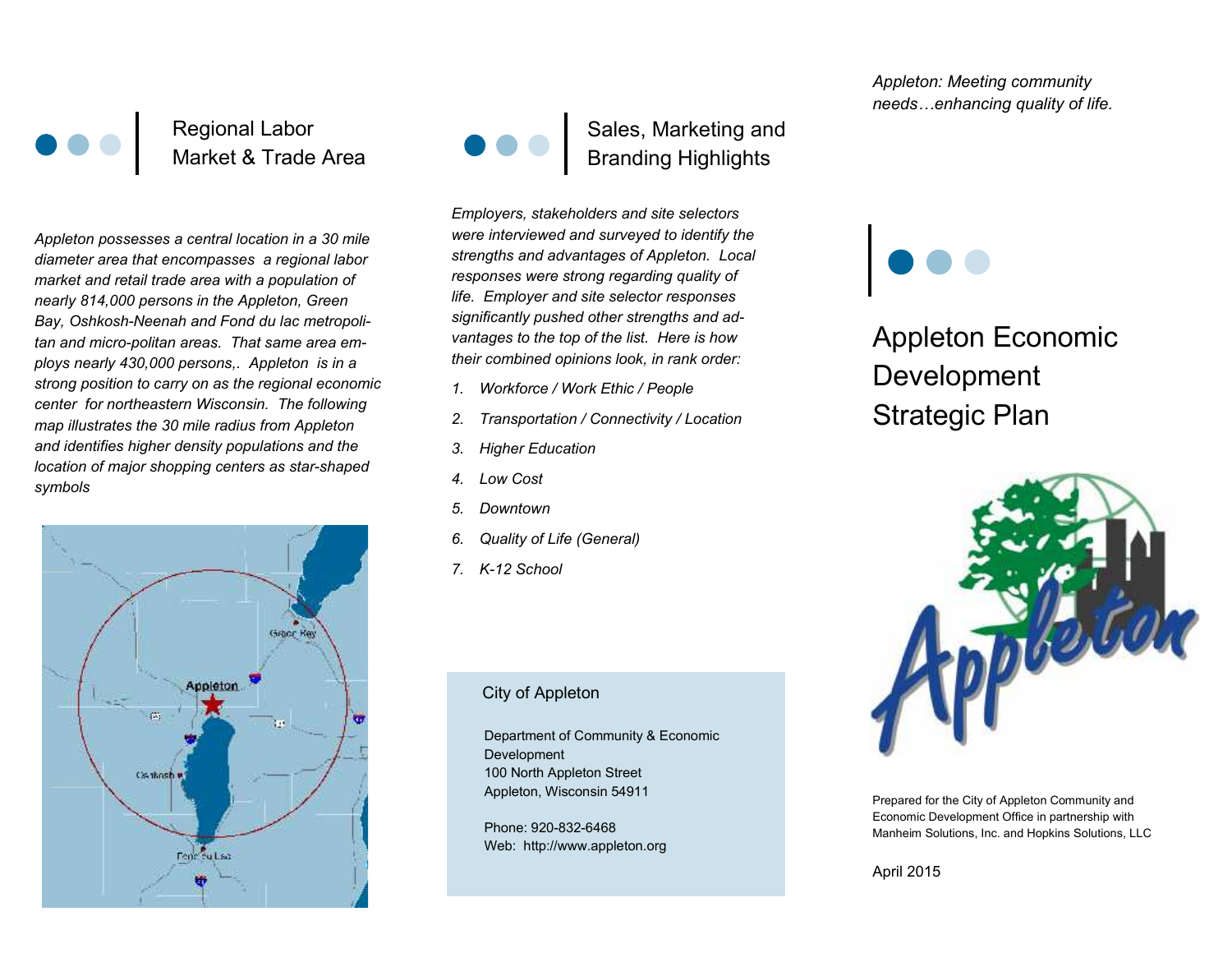## Regional Labor Market & Trade Area

*Appleton possesses a central location in a 30 mile diameter area that encompasses a regional labor market and retail trade area with a population of nearly 814,000 persons in the Appleton, Green Bay, Oshkosh-Neenah and Fond du lac metropolitan and micro-politan areas. That same area employs nearly 430,000 persons,. Appleton is in a strong position to carry on as the regional economic center for northeastern Wisconsin. The following map illustrates the 30 mile radius from Appleton and identifies higher density populations and the location of major shopping centers as star-shaped symbols*

Green Bay
Appleton
Oshkosh
Fond du Lac

## Sales, Marketing and Branding Highlights

*Employers, stakeholders and site selectors were interviewed and surveyed to identify the strengths and advantages of Appleton. Local responses were strong regarding quality of life. Employer and site selector responses significantly pushed other strengths and advantages to the top of the list. Here is how their combined opinions look, in rank order:*

1. *Workforce / Work Ethic / People*
2. *Transportation / Connectivity / Location*
3. *Higher Education*
4. *Low Cost*
5. *Downtown*
6. *Quality of Life (General)*
7. *K-12 School*

City of Appleton

Department of Community & Economic Development
100 North Appleton Street
Appleton, Wisconsin 54911

Phone: 920-832-6468
Web: http://www.appleton.org

*Appleton: Meeting community needs…enhancing quality of life.*

# Appleton Economic Development Strategic Plan

Appleton

Prepared for the City of Appleton Community and Economic Development Office in partnership with Manheim Solutions, Inc. and Hopkins Solutions, LLC

April 2015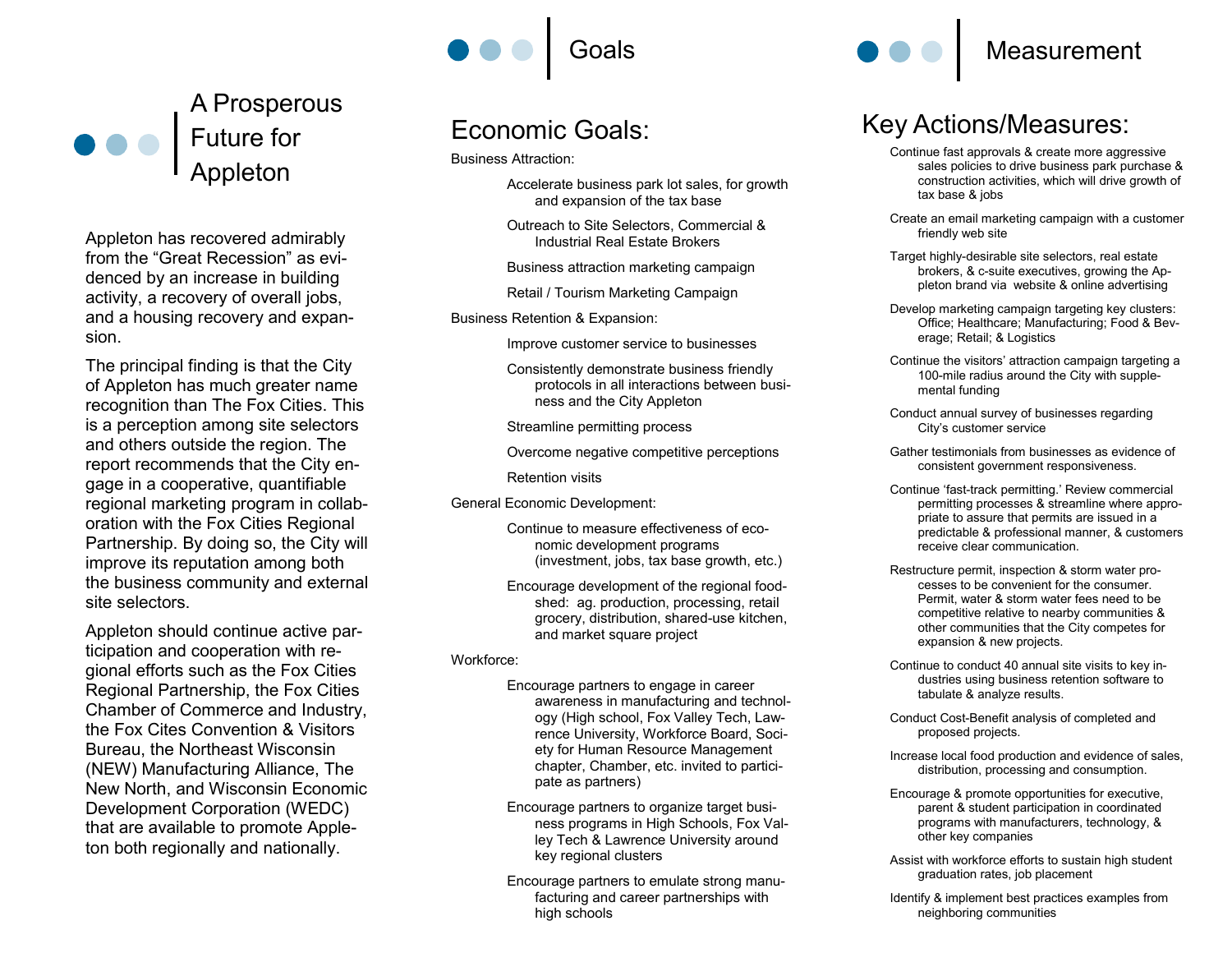# A Prosperous Future for Appleton

Appleton has recovered admirably from the "Great Recession" as evidenced by an increase in building activity, a recovery of overall jobs, and a housing recovery and expansion.

The principal finding is that the City of Appleton has much greater name recognition than The Fox Cities. This is a perception among site selectors and others outside the region. The report recommends that the City engage in a cooperative, quantifiable regional marketing program in collaboration with the Fox Cities Regional Partnership. By doing so, the City will improve its reputation among both the business community and external site selectors.

Appleton should continue active participation and cooperation with regional efforts such as the Fox Cities Regional Partnership, the Fox Cities Chamber of Commerce and Industry, the Fox Cites Convention & Visitors Bureau, the Northeast Wisconsin (NEW) Manufacturing Alliance, The New North, and Wisconsin Economic Development Corporation (WEDC) that are available to promote Appleton both regionally and nationally.

# Goals

## Economic Goals:

Business Attraction:

- Accelerate business park lot sales, for growth and expansion of the tax base
- Outreach to Site Selectors, Commercial & Industrial Real Estate Brokers
- Business attraction marketing campaign
- Retail / Tourism Marketing Campaign

Business Retention & Expansion:

- Improve customer service to businesses
- Consistently demonstrate business friendly protocols in all interactions between business and the City Appleton
- Streamline permitting process
- Overcome negative competitive perceptions
- Retention visits

General Economic Development:

- Continue to measure effectiveness of economic development programs (investment, jobs, tax base growth, etc.)
- Encourage development of the regional foodshed: ag. production, processing, retail grocery, distribution, shared-use kitchen, and market square project

Workforce:

- Encourage partners to engage in career awareness in manufacturing and technology (High school, Fox Valley Tech, Lawrence University, Workforce Board, Society for Human Resource Management chapter, Chamber, etc. invited to participate as partners)
- Encourage partners to organize target business programs in High Schools, Fox Valley Tech & Lawrence University around key regional clusters
- Encourage partners to emulate strong manufacturing and career partnerships with high schools

# Measurement

## Key Actions/Measures:

- Continue fast approvals & create more aggressive sales policies to drive business park purchase & construction activities, which will drive growth of tax base & jobs
- Create an email marketing campaign with a customer friendly web site
- Target highly-desirable site selectors, real estate brokers, & c-suite executives, growing the Appleton brand via website & online advertising
- Develop marketing campaign targeting key clusters: Office; Healthcare; Manufacturing; Food & Beverage; Retail; & Logistics
- Continue the visitors' attraction campaign targeting a 100-mile radius around the City with supplemental funding
- Conduct annual survey of businesses regarding City's customer service
- Gather testimonials from businesses as evidence of consistent government responsiveness.
- Continue 'fast-track permitting.' Review commercial permitting processes & streamline where appropriate to assure that permits are issued in a predictable & professional manner, & customers receive clear communication.
- Restructure permit, inspection & storm water processes to be convenient for the consumer. Permit, water & storm water fees need to be competitive relative to nearby communities & other communities that the City competes for expansion & new projects.
- Continue to conduct 40 annual site visits to key industries using business retention software to tabulate & analyze results.
- Conduct Cost-Benefit analysis of completed and proposed projects.
- Increase local food production and evidence of sales, distribution, processing and consumption.
- Encourage & promote opportunities for executive, parent & student participation in coordinated programs with manufacturers, technology, & other key companies
- Assist with workforce efforts to sustain high student graduation rates, job placement
- Identify & implement best practices examples from neighboring communities